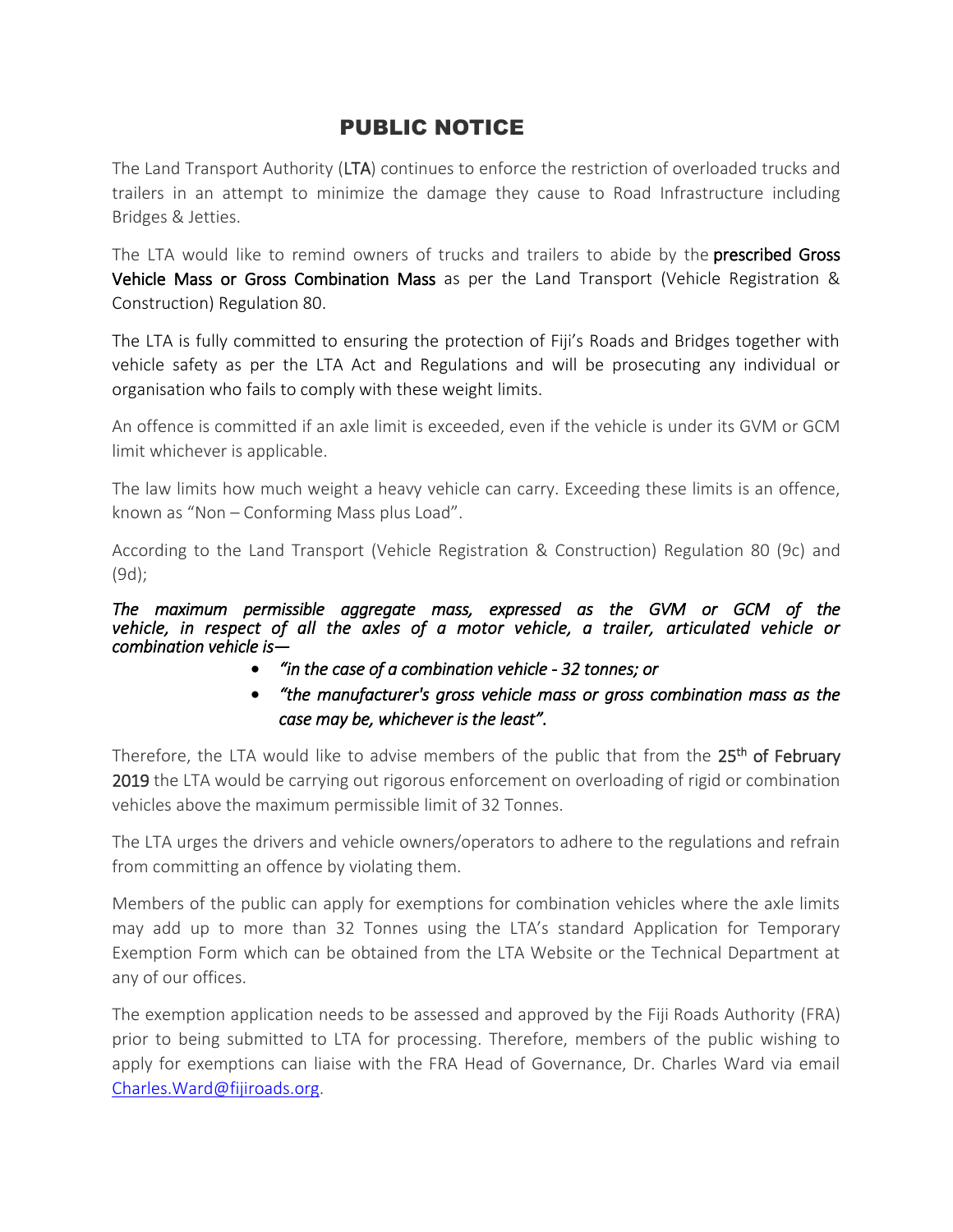# PUBLIC NOTICE

The Land Transport Authority (**LTA**) continues to enforce the restriction of overloaded trucks and trailers in an attempt to minimize the damage they cause to Road Infrastructure including Bridges & Jetties.

The LTA would like to remind owners of trucks and trailers to abide by the **prescribed Gross Vehicle Mass or Gross Combination Mass** as per the Land Transport (Vehicle Registration & Construction) Regulation 80.

The LTA is fully committed to ensuring the protection of Fiji's Roads and Bridges together with vehicle safety as per the LTA Act and Regulations and will be prosecuting any individual or organisation who fails to comply with these weight limits.

An offence is committed if an axle limit is exceeded, even if the vehicle is under its GVM or GCM limit whichever is applicable.

The law limits how much weight a heavy vehicle can carry. Exceeding these limits is an offence, known as "Non – Conforming Mass plus Load".

According to the Land Transport (Vehicle Registration & Construction) Regulation 80 (9c) and (9d);

*The maximum permissible aggregate mass, expressed as the GVM or GCM of the vehicle, in respect of all the axles of a motor vehicle, a trailer, articulated vehicle or combination vehicle is—*

- *"in the case of a combination vehicle - 32 tonnes; or*
- *"the manufacturer's gross vehicle mass or gross combination mass as the case may be, whichever is the least".*

Therefore, the LTA would like to advise members of the public that from the **25th of February 2019** the LTA would be carrying out rigorous enforcement on overloading of rigid or combination vehicles above the maximum permissible limit of 32 Tonnes.

The LTA urges the drivers and vehicle owners/operators to adhere to the regulations and refrain from committing an offence by violating them.

Members of the public can apply for exemptions for combination vehicles where the axle limits may add up to more than 32 Tonnes using the LTA's standard Application for Temporary Exemption Form which can be obtained from the LTA Website or the Technical Department at any of our offices.

The exemption application needs to be assessed and approved by the Fiji Roads Authority (FRA) prior to being submitted to LTA for processing. Therefore, members of the public wishing to apply for exemptions can liaise with the FRA Head of Governance, Dr. Charles Ward via email Charles.Ward@fijiroads.org.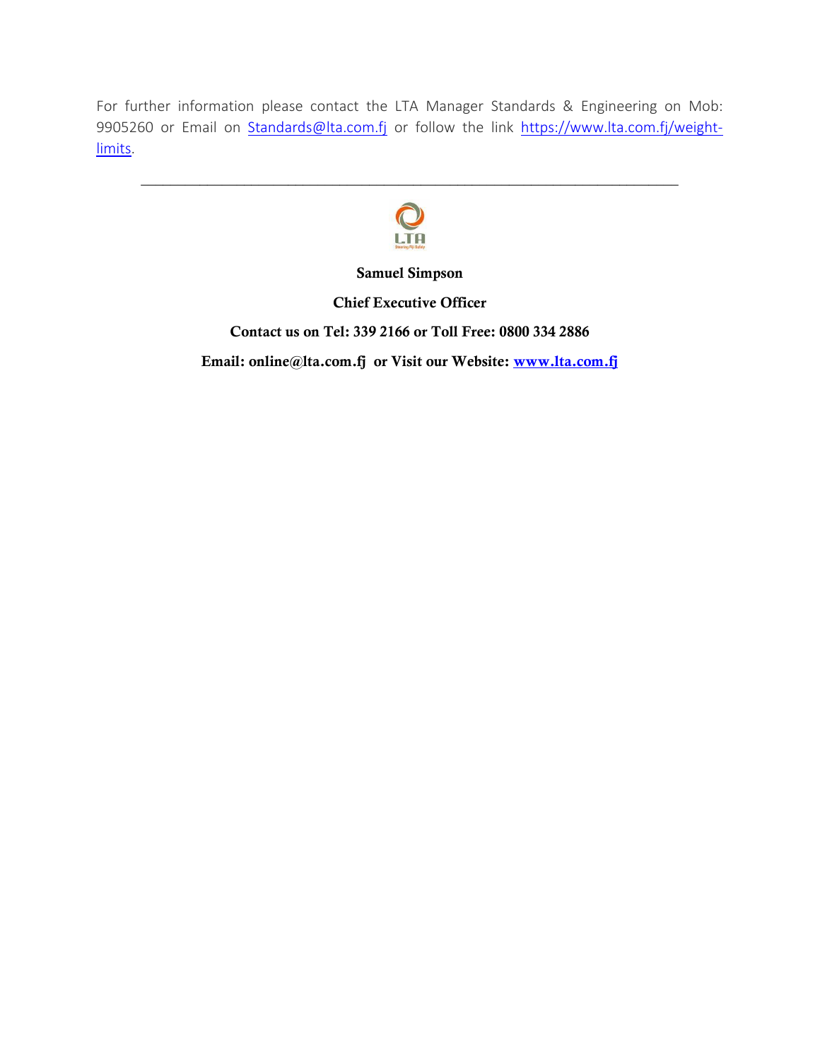For further information please contact the LTA Manager Standards & Engineering on Mob: 9905260 or Email on Standards@lta.com.fj or follow the link https://www.lta.com.fj/weight-limits.

---

**Samuel Simpson**

**Chief Executive Officer**

**Contact us on Tel: 339 2166 or Toll Free: 0800 334 2886**

**Email: online@lta.com.fj or Visit our Website: www.lta.com.fj**